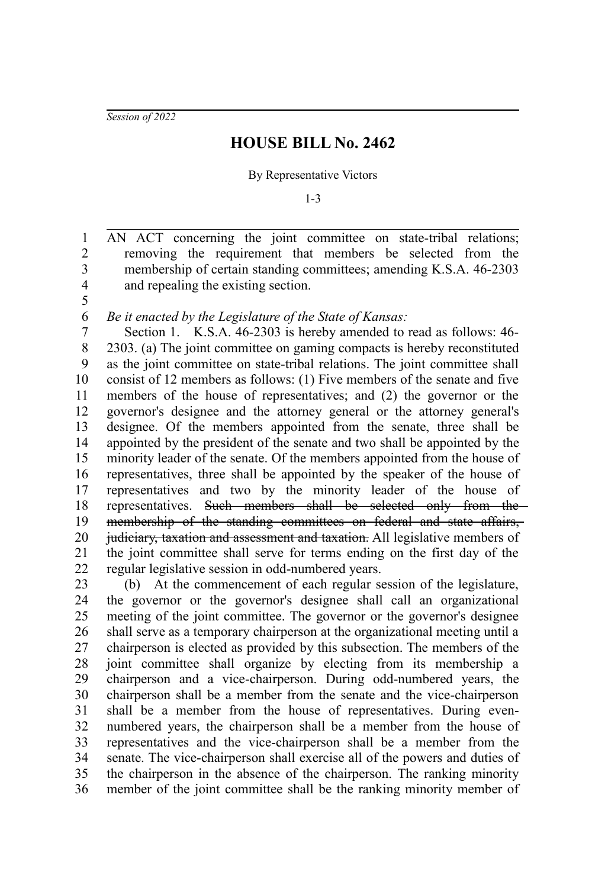*Session of 2022*

# HOUSE BILL No. 2462

By Representative Victors

1-3

AN ACT concerning the joint committee on state-tribal relations; removing the requirement that members be selected from the membership of certain standing committees; amending K.S.A. 46-2303 and repealing the existing section.

*Be it enacted by the Legislature of the State of Kansas:*

Section 1. K.S.A. 46-2303 is hereby amended to read as follows: 46-2303. (a) The joint committee on gaming compacts is hereby reconstituted as the joint committee on state-tribal relations. The joint committee shall consist of 12 members as follows: (1) Five members of the senate and five members of the house of representatives; and (2) the governor or the governor's designee and the attorney general or the attorney general's designee. Of the members appointed from the senate, three shall be appointed by the president of the senate and two shall be appointed by the minority leader of the senate. Of the members appointed from the house of representatives, three shall be appointed by the speaker of the house of representatives and two by the minority leader of the house of representatives. ~~Such members shall be selected only from the membership of the standing committees on federal and state affairs, judiciary, taxation and assessment and taxation.~~ All legislative members of the joint committee shall serve for terms ending on the first day of the regular legislative session in odd-numbered years.

(b) At the commencement of each regular session of the legislature, the governor or the governor's designee shall call an organizational meeting of the joint committee. The governor or the governor's designee shall serve as a temporary chairperson at the organizational meeting until a chairperson is elected as provided by this subsection. The members of the joint committee shall organize by electing from its membership a chairperson and a vice-chairperson. During odd-numbered years, the chairperson shall be a member from the senate and the vice-chairperson shall be a member from the house of representatives. During even-numbered years, the chairperson shall be a member from the house of representatives and the vice-chairperson shall be a member from the senate. The vice-chairperson shall exercise all of the powers and duties of the chairperson in the absence of the chairperson. The ranking minority member of the joint committee shall be the ranking minority member of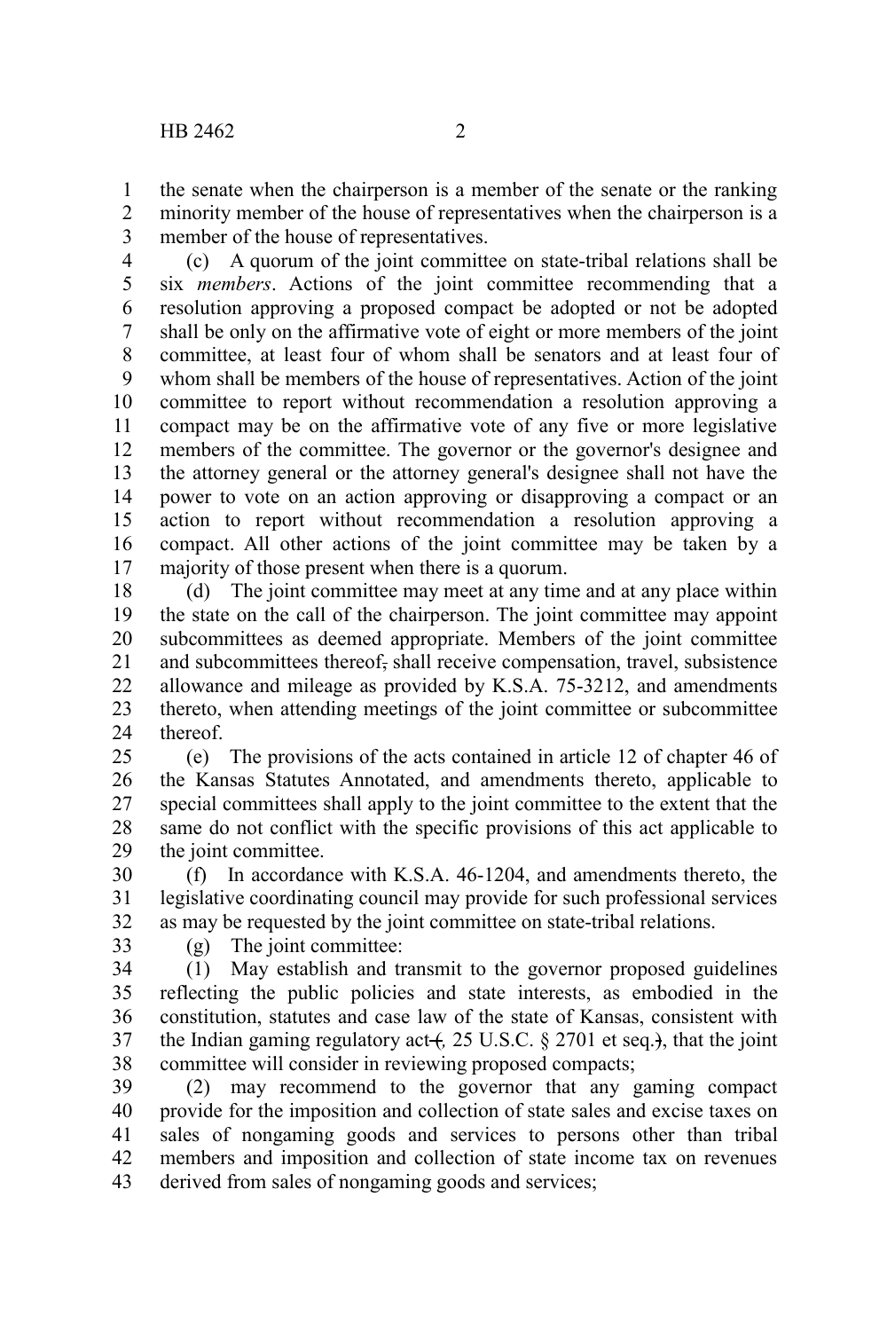the senate when the chairperson is a member of the senate or the ranking minority member of the house of representatives when the chairperson is a member of the house of representatives.

(c) A quorum of the joint committee on state-tribal relations shall be six *members*. Actions of the joint committee recommending that a resolution approving a proposed compact be adopted or not be adopted shall be only on the affirmative vote of eight or more members of the joint committee, at least four of whom shall be senators and at least four of whom shall be members of the house of representatives. Action of the joint committee to report without recommendation a resolution approving a compact may be on the affirmative vote of any five or more legislative members of the committee. The governor or the governor's designee and the attorney general or the attorney general's designee shall not have the power to vote on an action approving or disapproving a compact or an action to report without recommendation a resolution approving a compact. All other actions of the joint committee may be taken by a majority of those present when there is a quorum.

(d) The joint committee may meet at any time and at any place within the state on the call of the chairperson. The joint committee may appoint subcommittees as deemed appropriate. Members of the joint committee and subcommittees thereof, shall receive compensation, travel, subsistence allowance and mileage as provided by K.S.A. 75-3212, and amendments thereto, when attending meetings of the joint committee or subcommittee thereof.

(e) The provisions of the acts contained in article 12 of chapter 46 of the Kansas Statutes Annotated, and amendments thereto, applicable to special committees shall apply to the joint committee to the extent that the same do not conflict with the specific provisions of this act applicable to the joint committee.

(f) In accordance with K.S.A. 46-1204, and amendments thereto, the legislative coordinating council may provide for such professional services as may be requested by the joint committee on state-tribal relations.

(g) The joint committee:

(1) May establish and transmit to the governor proposed guidelines reflecting the public policies and state interests, as embodied in the constitution, statutes and case law of the state of Kansas, consistent with the Indian gaming regulatory act (*,* 25 U.S.C. § 2701 et seq.), that the joint committee will consider in reviewing proposed compacts;

(2) may recommend to the governor that any gaming compact provide for the imposition and collection of state sales and excise taxes on sales of nongaming goods and services to persons other than tribal members and imposition and collection of state income tax on revenues derived from sales of nongaming goods and services;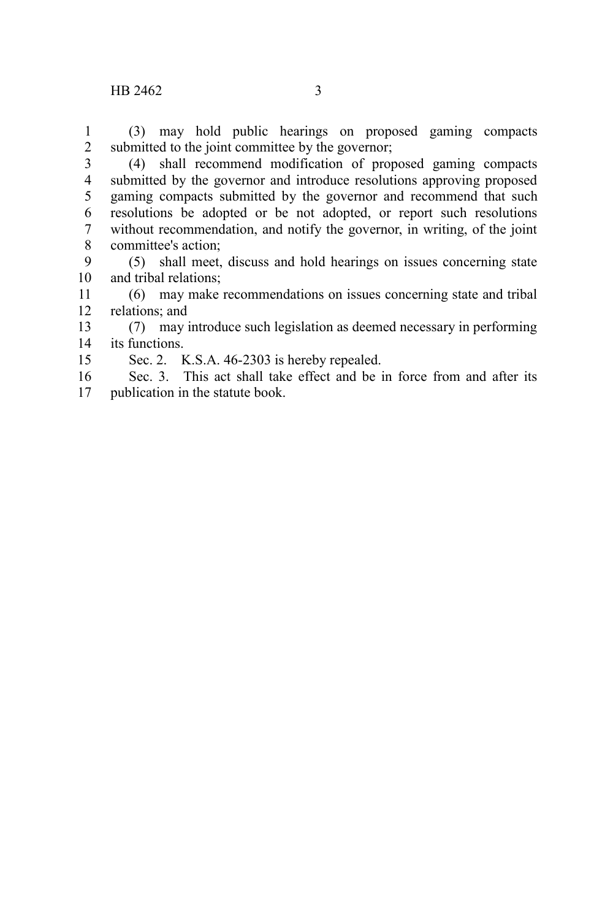(3) may hold public hearings on proposed gaming compacts submitted to the joint committee by the governor;

(4) shall recommend modification of proposed gaming compacts submitted by the governor and introduce resolutions approving proposed gaming compacts submitted by the governor and recommend that such resolutions be adopted or be not adopted, or report such resolutions without recommendation, and notify the governor, in writing, of the joint committee's action;

(5) shall meet, discuss and hold hearings on issues concerning state and tribal relations;

(6) may make recommendations on issues concerning state and tribal relations; and

(7) may introduce such legislation as deemed necessary in performing its functions.

Sec. 2. K.S.A. 46-2303 is hereby repealed.

Sec. 3. This act shall take effect and be in force from and after its publication in the statute book.